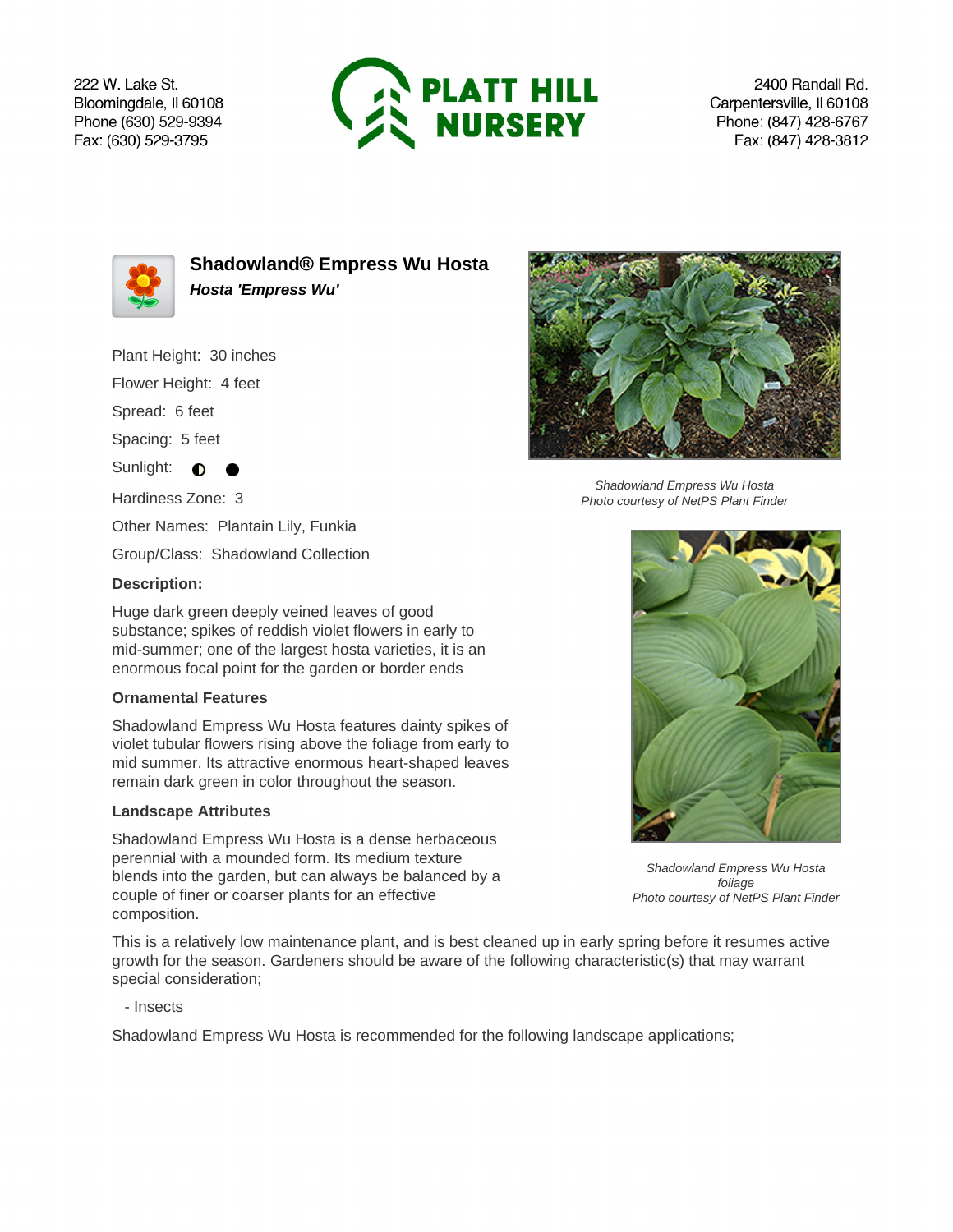222 W. Lake St.
Bloomingdale, Il 60108
Phone (630) 529-9394
Fax: (630) 529-3795

**PLATT HILL NURSERY**

2400 Randall Rd.
Carpentersville, Il 60108
Phone: (847) 428-6767
Fax: (847) 428-3812

## Shadowland® Empress Wu Hosta

***Hosta 'Empress Wu'***

Plant Height: 30 inches

Flower Height: 4 feet

Spread: 6 feet

Spacing: 5 feet

Sunlight: ◐ ●

Hardiness Zone: 3

Other Names: Plantain Lily, Funkia

Group/Class: Shadowland Collection

**Description:**

Huge dark green deeply veined leaves of good substance; spikes of reddish violet flowers in early to mid-summer; one of the largest hosta varieties, it is an enormous focal point for the garden or border ends

*Shadowland Empress Wu Hosta*
*Photo courtesy of NetPS Plant Finder*

### Ornamental Features

Shadowland Empress Wu Hosta features dainty spikes of violet tubular flowers rising above the foliage from early to mid summer. Its attractive enormous heart-shaped leaves remain dark green in color throughout the season.

### Landscape Attributes

Shadowland Empress Wu Hosta is a dense herbaceous perennial with a mounded form. Its medium texture blends into the garden, but can always be balanced by a couple of finer or coarser plants for an effective composition.

*Shadowland Empress Wu Hosta foliage*
*Photo courtesy of NetPS Plant Finder*

This is a relatively low maintenance plant, and is best cleaned up in early spring before it resumes active growth for the season. Gardeners should be aware of the following characteristic(s) that may warrant special consideration;

- Insects

Shadowland Empress Wu Hosta is recommended for the following landscape applications;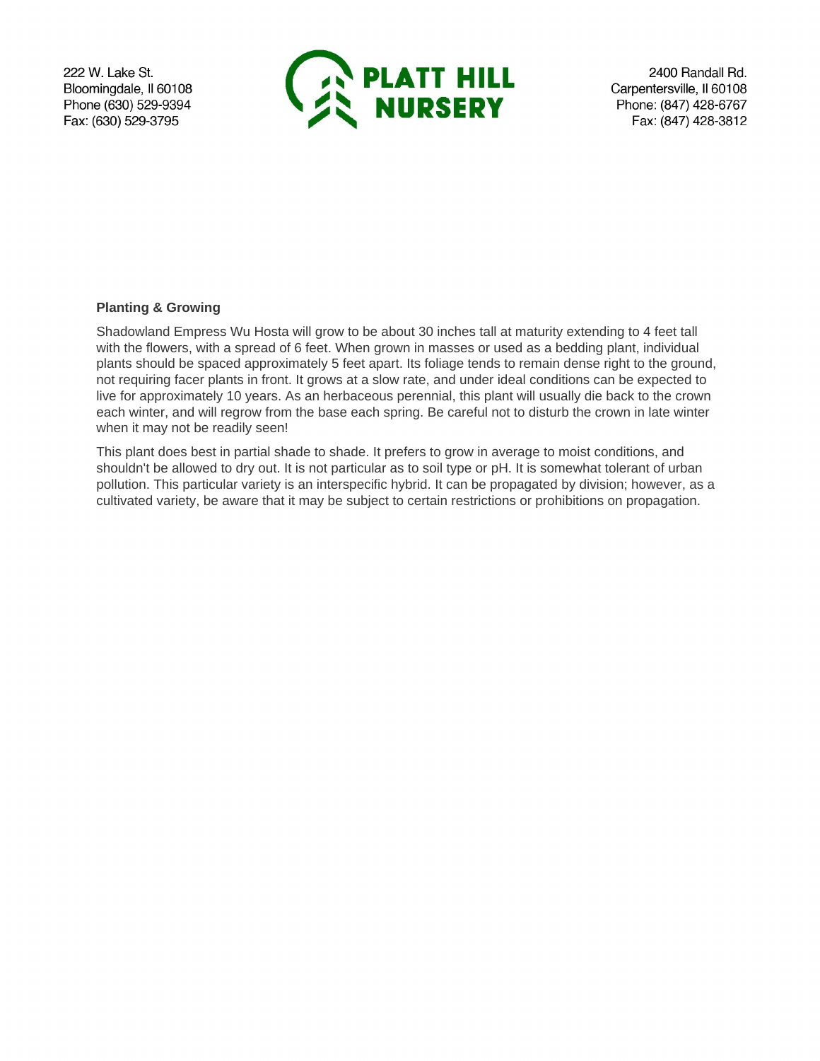**Planting & Growing**

Shadowland Empress Wu Hosta will grow to be about 30 inches tall at maturity extending to 4 feet tall with the flowers, with a spread of 6 feet. When grown in masses or used as a bedding plant, individual plants should be spaced approximately 5 feet apart. Its foliage tends to remain dense right to the ground, not requiring facer plants in front. It grows at a slow rate, and under ideal conditions can be expected to live for approximately 10 years. As an herbaceous perennial, this plant will usually die back to the crown each winter, and will regrow from the base each spring. Be careful not to disturb the crown in late winter when it may not be readily seen!

This plant does best in partial shade to shade. It prefers to grow in average to moist conditions, and shouldn't be allowed to dry out. It is not particular as to soil type or pH. It is somewhat tolerant of urban pollution. This particular variety is an interspecific hybrid. It can be propagated by division; however, as a cultivated variety, be aware that it may be subject to certain restrictions or prohibitions on propagation.